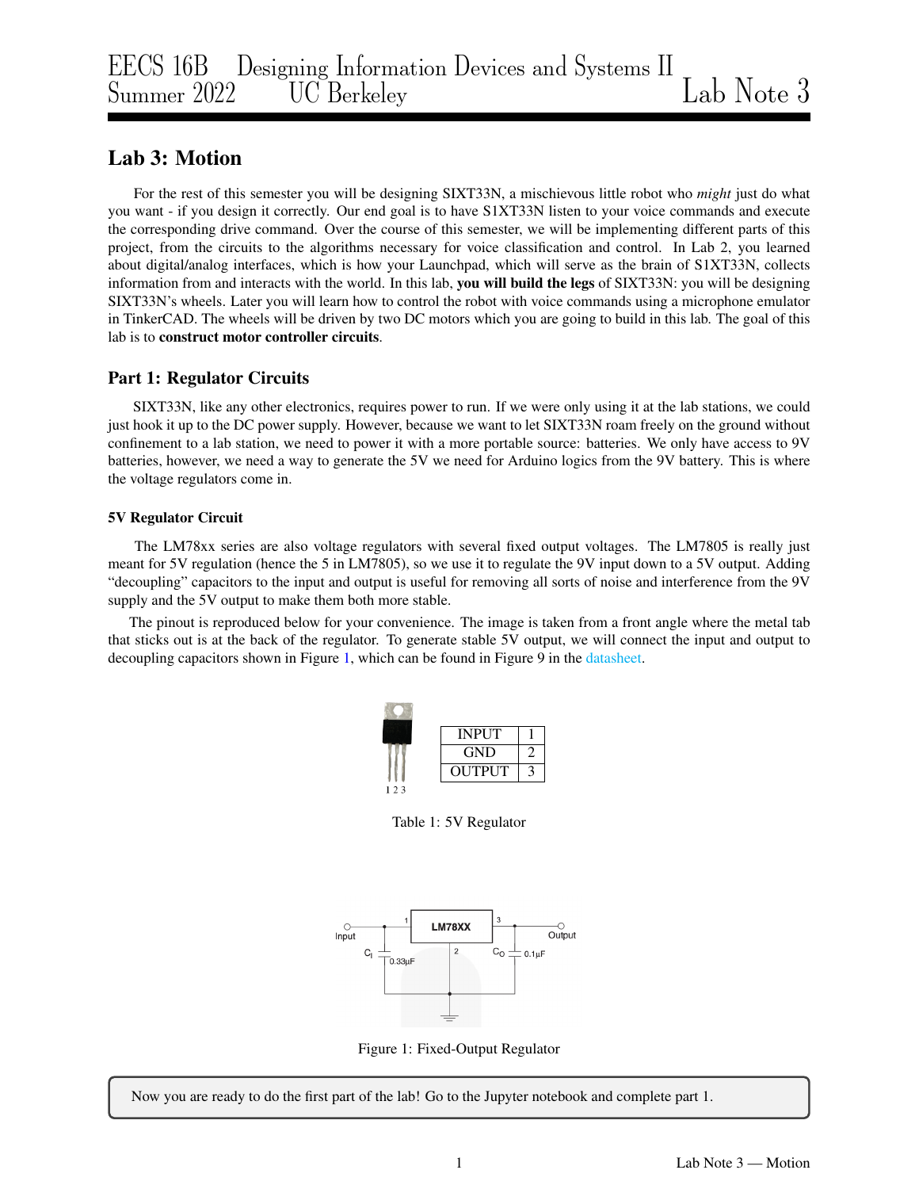# EECS 16B Designing Information Devices and Systems II
# Summer 2022 UC Berkeley Lab Note 3

## Lab 3: Motion

For the rest of this semester you will be designing SIXT33N, a mischievous little robot who *might* just do what you want - if you design it correctly. Our end goal is to have S1XT33N listen to your voice commands and execute the corresponding drive command. Over the course of this semester, we will be implementing different parts of this project, from the circuits to the algorithms necessary for voice classification and control. In Lab 2, you learned about digital/analog interfaces, which is how your Launchpad, which will serve as the brain of S1XT33N, collects information from and interacts with the world. In this lab, **you will build the legs** of SIXT33N: you will be designing SIXT33N's wheels. Later you will learn how to control the robot with voice commands using a microphone emulator in TinkerCAD. The wheels will be driven by two DC motors which you are going to build in this lab. The goal of this lab is to **construct motor controller circuits**.

## Part 1: Regulator Circuits

SIXT33N, like any other electronics, requires power to run. If we were only using it at the lab stations, we could just hook it up to the DC power supply. However, because we want to let SIXT33N roam freely on the ground without confinement to a lab station, we need to power it with a more portable source: batteries. We only have access to 9V batteries, however, we need a way to generate the 5V we need for Arduino logics from the 9V battery. This is where the voltage regulators come in.

### 5V Regulator Circuit

The LM78xx series are also voltage regulators with several fixed output voltages. The LM7805 is really just meant for 5V regulation (hence the 5 in LM7805), so we use it to regulate the 9V input down to a 5V output. Adding "decoupling" capacitors to the input and output is useful for removing all sorts of noise and interference from the 9V supply and the 5V output to make them both more stable.

The pinout is reproduced below for your convenience. The image is taken from a front angle where the metal tab that sticks out is at the back of the regulator. To generate stable 5V output, we will connect the input and output to decoupling capacitors shown in Figure 1, which can be found in Figure 9 in the datasheet.

1 2 3

| | |
|---|---|
| INPUT | 1 |
| GND | 2 |
| OUTPUT | 3 |

Table 1: 5V Regulator

Input
LM78XX
1
3
Output
2
$C_I$
0.33µF
$C_O$
0.1µF

Figure 1: Fixed-Output Regulator

Now you are ready to do the first part of the lab! Go to the Jupyter notebook and complete part 1.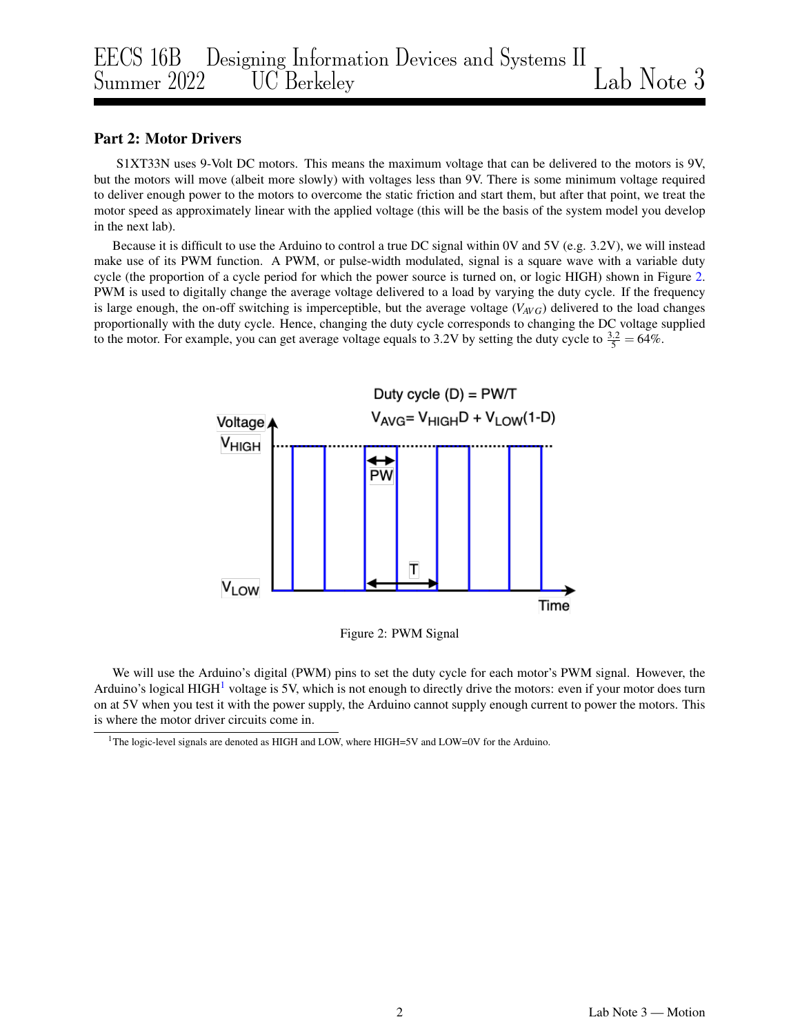## Part 2: Motor Drivers

S1XT33N uses 9-Volt DC motors. This means the maximum voltage that can be delivered to the motors is 9V, but the motors will move (albeit more slowly) with voltages less than 9V. There is some minimum voltage required to deliver enough power to the motors to overcome the static friction and start them, but after that point, we treat the motor speed as approximately linear with the applied voltage (this will be the basis of the system model you develop in the next lab).

Because it is difficult to use the Arduino to control a true DC signal within 0V and 5V (e.g. 3.2V), we will instead make use of its PWM function. A PWM, or pulse-width modulated, signal is a square wave with a variable duty cycle (the proportion of a cycle period for which the power source is turned on, or logic HIGH) shown in Figure 2. PWM is used to digitally change the average voltage delivered to a load by varying the duty cycle. If the frequency is large enough, the on-off switching is imperceptible, but the average voltage ($V_{AVG}$) delivered to the load changes proportionally with the duty cycle. Hence, changing the duty cycle corresponds to changing the DC voltage supplied to the motor. For example, you can get average voltage equals to 3.2V by setting the duty cycle to $\frac{3.2}{5} = 64\%$.

Duty cycle (D) = PW/T

$V_{AVG} = V_{HIGH}D + V_{LOW}(1-D)$

Voltage

$V_{HIGH}$

PW

T

$V_{LOW}$

Time

Figure 2: PWM Signal

We will use the Arduino's digital (PWM) pins to set the duty cycle for each motor's PWM signal. However, the Arduino's logical HIGH[1] voltage is 5V, which is not enough to directly drive the motors: even if your motor does turn on at 5V when you test it with the power supply, the Arduino cannot supply enough current to power the motors. This is where the motor driver circuits come in.

[1] The logic-level signals are denoted as HIGH and LOW, where HIGH=5V and LOW=0V for the Arduino.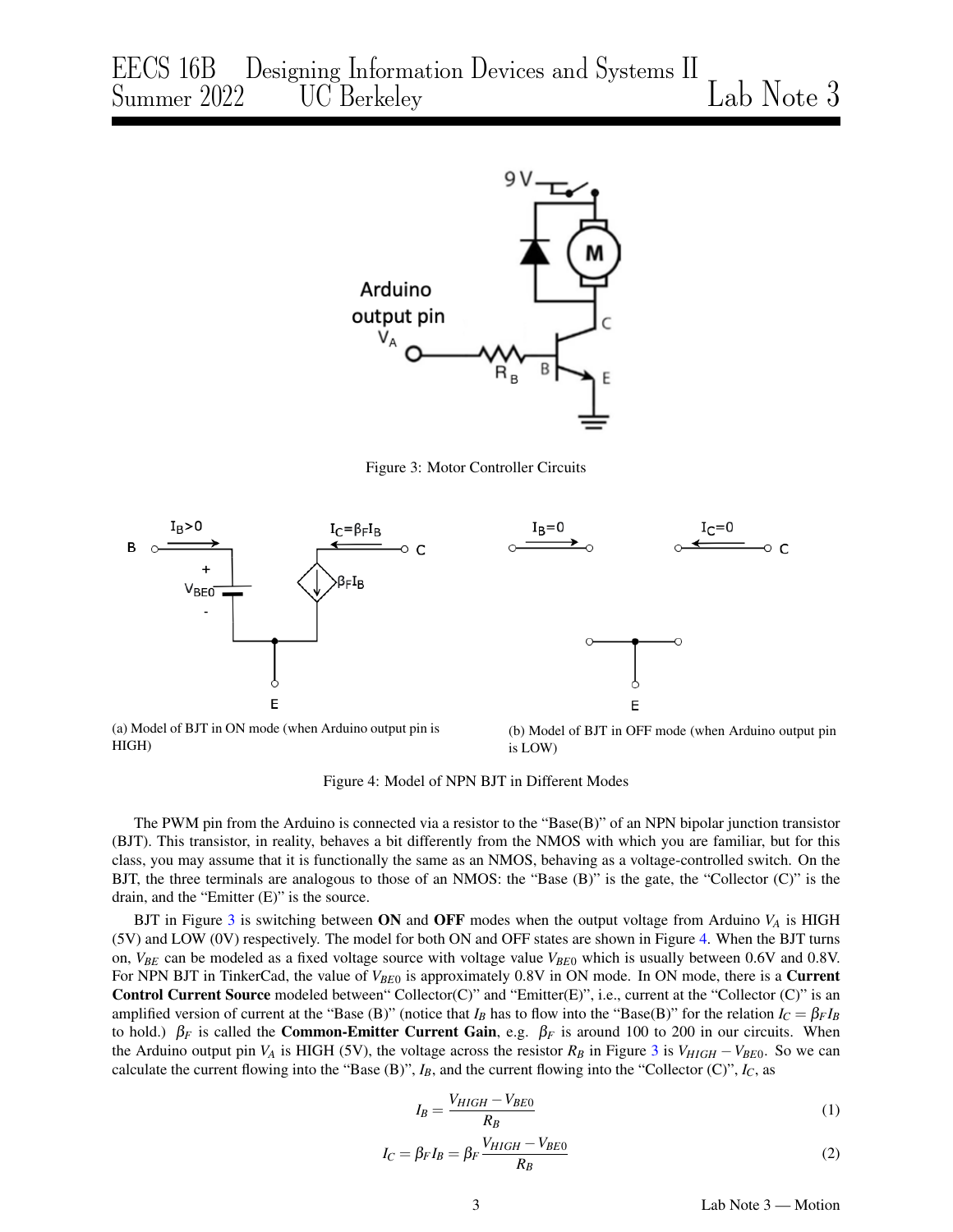Figure 3: Motor Controller Circuits

(a) Model of BJT in ON mode (when Arduino output pin is HIGH)

(b) Model of BJT in OFF mode (when Arduino output pin is LOW)

Figure 4: Model of NPN BJT in Different Modes

The PWM pin from the Arduino is connected via a resistor to the "Base(B)" of an NPN bipolar junction transistor (BJT). This transistor, in reality, behaves a bit differently from the NMOS with which you are familiar, but for this class, you may assume that it is functionally the same as an NMOS, behaving as a voltage-controlled switch. On the BJT, the three terminals are analogous to those of an NMOS: the "Base (B)" is the gate, the "Collector (C)" is the drain, and the "Emitter (E)" is the source.

BJT in Figure 3 is switching between **ON** and **OFF** modes when the output voltage from Arduino $V_A$ is HIGH (5V) and LOW (0V) respectively. The model for both ON and OFF states are shown in Figure 4. When the BJT turns on, $V_{BE}$ can be modeled as a fixed voltage source with voltage value $V_{BE0}$ which is usually between 0.6V and 0.8V. For NPN BJT in TinkerCad, the value of $V_{BE0}$ is approximately 0.8V in ON mode. In ON mode, there is a **Current Control Current Source** modeled between" Collector(C)" and "Emitter(E)", i.e., current at the "Collector (C)" is an amplified version of current at the "Base (B)" (notice that $I_B$ has to flow into the "Base(B)" for the relation $I_C = \beta_F I_B$ to hold.) $\beta_F$ is called the **Common-Emitter Current Gain**, e.g. $\beta_F$ is around 100 to 200 in our circuits. When the Arduino output pin $V_A$ is HIGH (5V), the voltage across the resistor $R_B$ in Figure 3 is $V_{HIGH} - V_{BE0}$. So we can calculate the current flowing into the "Base (B)", $I_B$, and the current flowing into the "Collector (C)", $I_C$, as

$$I_B = \frac{V_{HIGH} - V_{BE0}}{R_B} \tag{1}$$

$$I_C = \beta_F I_B = \beta_F \frac{V_{HIGH} - V_{BE0}}{R_B} \tag{2}$$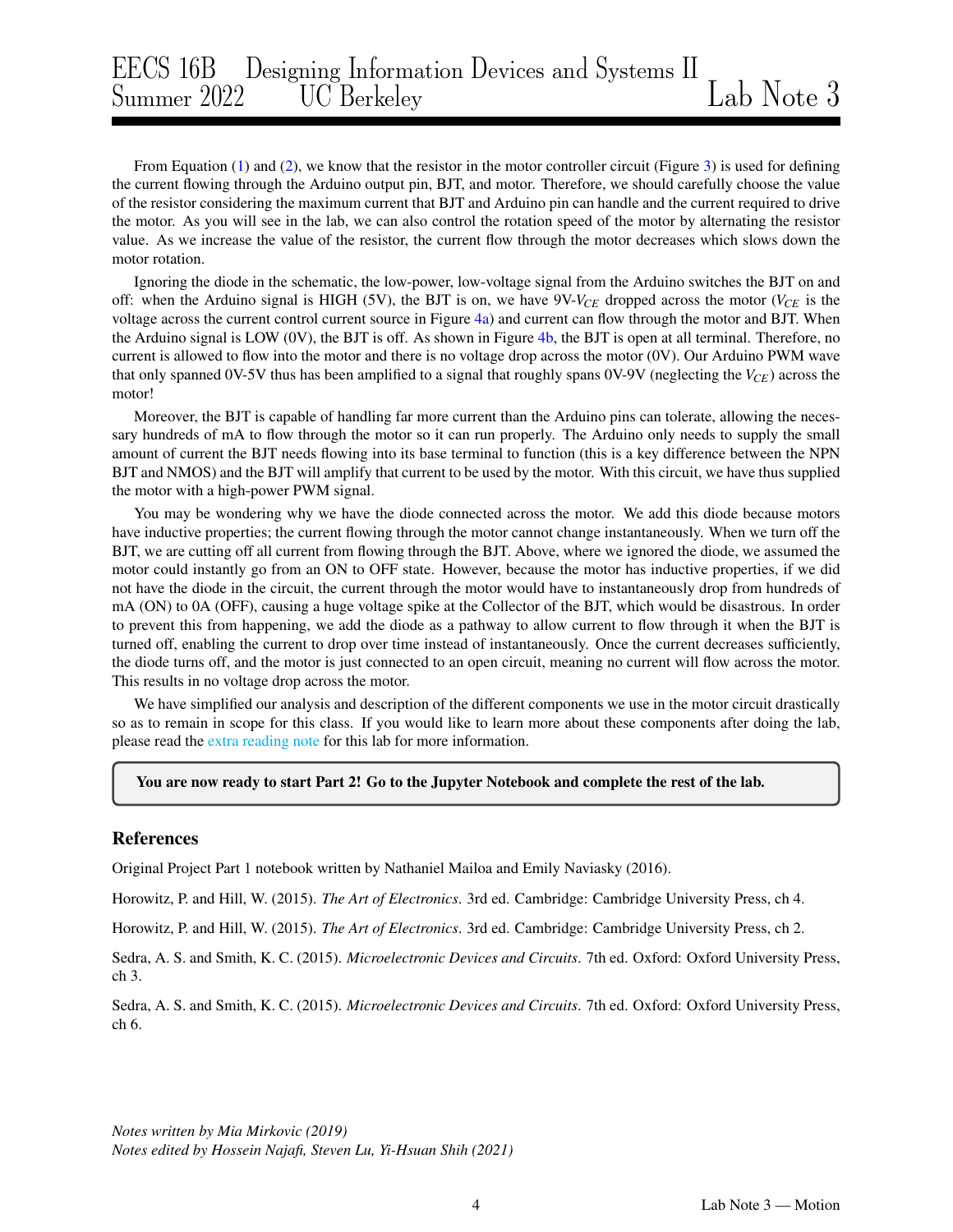From Equation (1) and (2), we know that the resistor in the motor controller circuit (Figure 3) is used for defining the current flowing through the Arduino output pin, BJT, and motor. Therefore, we should carefully choose the value of the resistor considering the maximum current that BJT and Arduino pin can handle and the current required to drive the motor. As you will see in the lab, we can also control the rotation speed of the motor by alternating the resistor value. As we increase the value of the resistor, the current flow through the motor decreases which slows down the motor rotation.

Ignoring the diode in the schematic, the low-power, low-voltage signal from the Arduino switches the BJT on and off: when the Arduino signal is HIGH (5V), the BJT is on, we have 9V-$V_{CE}$ dropped across the motor ($V_{CE}$ is the voltage across the current control current source in Figure 4a) and current can flow through the motor and BJT. When the Arduino signal is LOW (0V), the BJT is off. As shown in Figure 4b, the BJT is open at all terminal. Therefore, no current is allowed to flow into the motor and there is no voltage drop across the motor (0V). Our Arduino PWM wave that only spanned 0V-5V thus has been amplified to a signal that roughly spans 0V-9V (neglecting the $V_{CE}$) across the motor!

Moreover, the BJT is capable of handling far more current than the Arduino pins can tolerate, allowing the necessary hundreds of mA to flow through the motor so it can run properly. The Arduino only needs to supply the small amount of current the BJT needs flowing into its base terminal to function (this is a key difference between the NPN BJT and NMOS) and the BJT will amplify that current to be used by the motor. With this circuit, we have thus supplied the motor with a high-power PWM signal.

You may be wondering why we have the diode connected across the motor. We add this diode because motors have inductive properties; the current flowing through the motor cannot change instantaneously. When we turn off the BJT, we are cutting off all current from flowing through the BJT. Above, where we ignored the diode, we assumed the motor could instantly go from an ON to OFF state. However, because the motor has inductive properties, if we did not have the diode in the circuit, the current through the motor would have to instantaneously drop from hundreds of mA (ON) to 0A (OFF), causing a huge voltage spike at the Collector of the BJT, which would be disastrous. In order to prevent this from happening, we add the diode as a pathway to allow current to flow through it when the BJT is turned off, enabling the current to drop over time instead of instantaneously. Once the current decreases sufficiently, the diode turns off, and the motor is just connected to an open circuit, meaning no current will flow across the motor. This results in no voltage drop across the motor.

We have simplified our analysis and description of the different components we use in the motor circuit drastically so as to remain in scope for this class. If you would like to learn more about these components after doing the lab, please read the extra reading note for this lab for more information.

**You are now ready to start Part 2! Go to the Jupyter Notebook and complete the rest of the lab.**

## References

Original Project Part 1 notebook written by Nathaniel Mailoa and Emily Naviasky (2016).

Horowitz, P. and Hill, W. (2015). *The Art of Electronics*. 3rd ed. Cambridge: Cambridge University Press, ch 4.

Horowitz, P. and Hill, W. (2015). *The Art of Electronics*. 3rd ed. Cambridge: Cambridge University Press, ch 2.

Sedra, A. S. and Smith, K. C. (2015). *Microelectronic Devices and Circuits*. 7th ed. Oxford: Oxford University Press, ch 3.

Sedra, A. S. and Smith, K. C. (2015). *Microelectronic Devices and Circuits*. 7th ed. Oxford: Oxford University Press, ch 6.

*Notes written by Mia Mirkovic (2019)*
*Notes edited by Hossein Najafi, Steven Lu, Yi-Hsuan Shih (2021)*